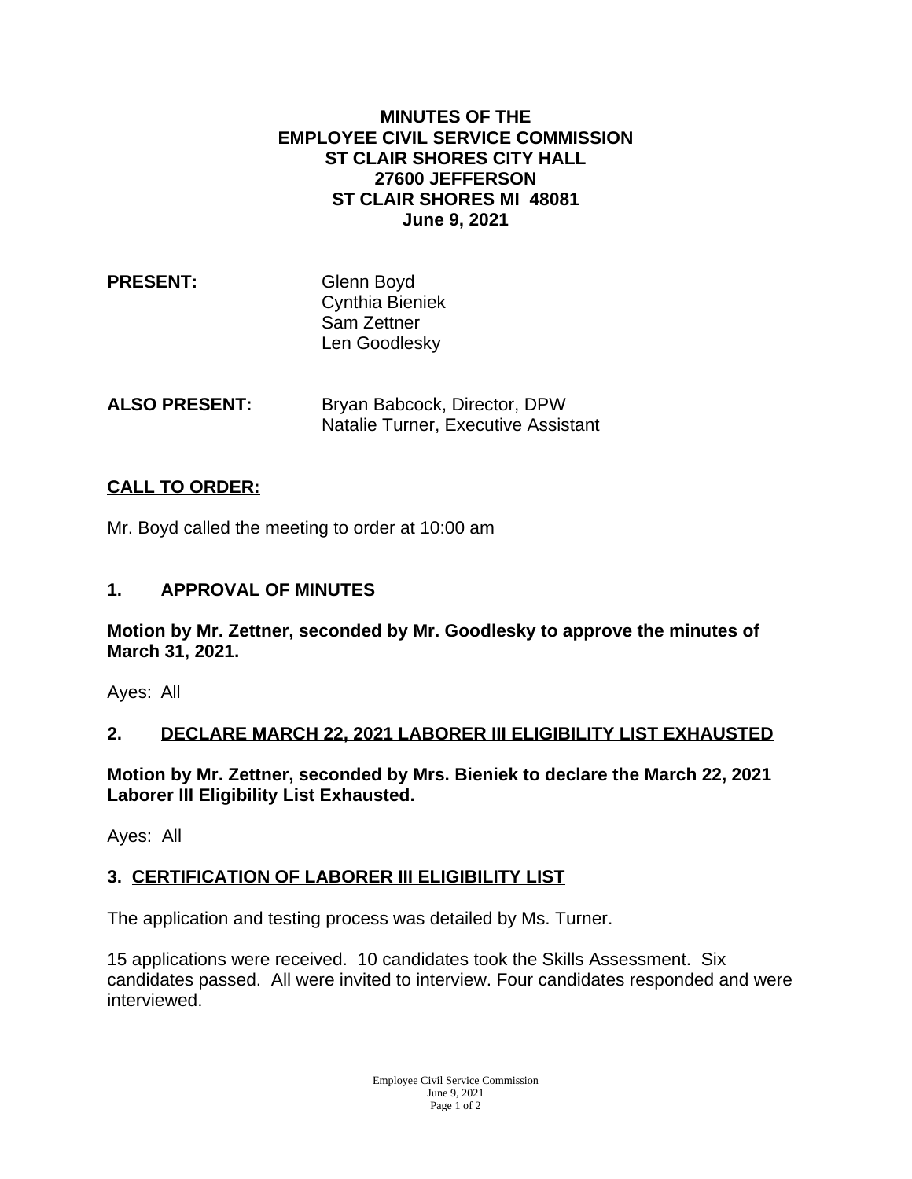**MINUTES OF THE**
**EMPLOYEE CIVIL SERVICE COMMISSION**
**ST CLAIR SHORES CITY HALL**
**27600 JEFFERSON**
**ST CLAIR SHORES MI 48081**
**June 9, 2021**

**PRESENT:** Glenn Boyd
Cynthia Bieniek
Sam Zettner
Len Goodlesky

**ALSO PRESENT:** Bryan Babcock, Director, DPW
Natalie Turner, Executive Assistant

## CALL TO ORDER:

Mr. Boyd called the meeting to order at 10:00 am

## 1. APPROVAL OF MINUTES

**Motion by Mr. Zettner, seconded by Mr. Goodlesky to approve the minutes of March 31, 2021.**

Ayes: All

## 2. DECLARE MARCH 22, 2021 LABORER III ELIGIBILITY LIST EXHAUSTED

**Motion by Mr. Zettner, seconded by Mrs. Bieniek to declare the March 22, 2021 Laborer III Eligibility List Exhausted.**

Ayes: All

## 3. CERTIFICATION OF LABORER III ELIGIBILITY LIST

The application and testing process was detailed by Ms. Turner.

15 applications were received. 10 candidates took the Skills Assessment. Six candidates passed. All were invited to interview. Four candidates responded and were interviewed.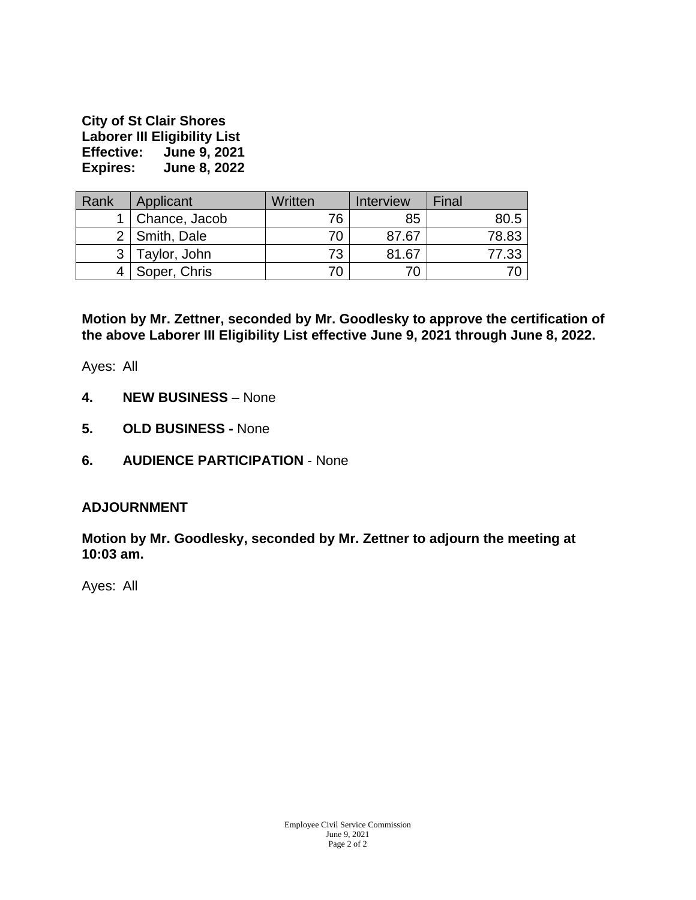**City of St Clair Shores**
**Laborer III Eligibility List**
**Effective: June 9, 2021**
**Expires: June 8, 2022**

| Rank | Applicant | Written | Interview | Final |
|---|---|---|---|---|
| 1 | Chance, Jacob | 76 | 85 | 80.5 |
| 2 | Smith, Dale | 70 | 87.67 | 78.83 |
| 3 | Taylor, John | 73 | 81.67 | 77.33 |
| 4 | Soper, Chris | 70 | 70 | 70 |

**Motion by Mr. Zettner, seconded by Mr. Goodlesky to approve the certification of the above Laborer III Eligibility List effective June 9, 2021 through June 8, 2022.**

Ayes: All

**4. NEW BUSINESS** – None

**5. OLD BUSINESS -** None

**6. AUDIENCE PARTICIPATION** - None

**ADJOURNMENT**

**Motion by Mr. Goodlesky, seconded by Mr. Zettner to adjourn the meeting at 10:03 am.**

Ayes: All